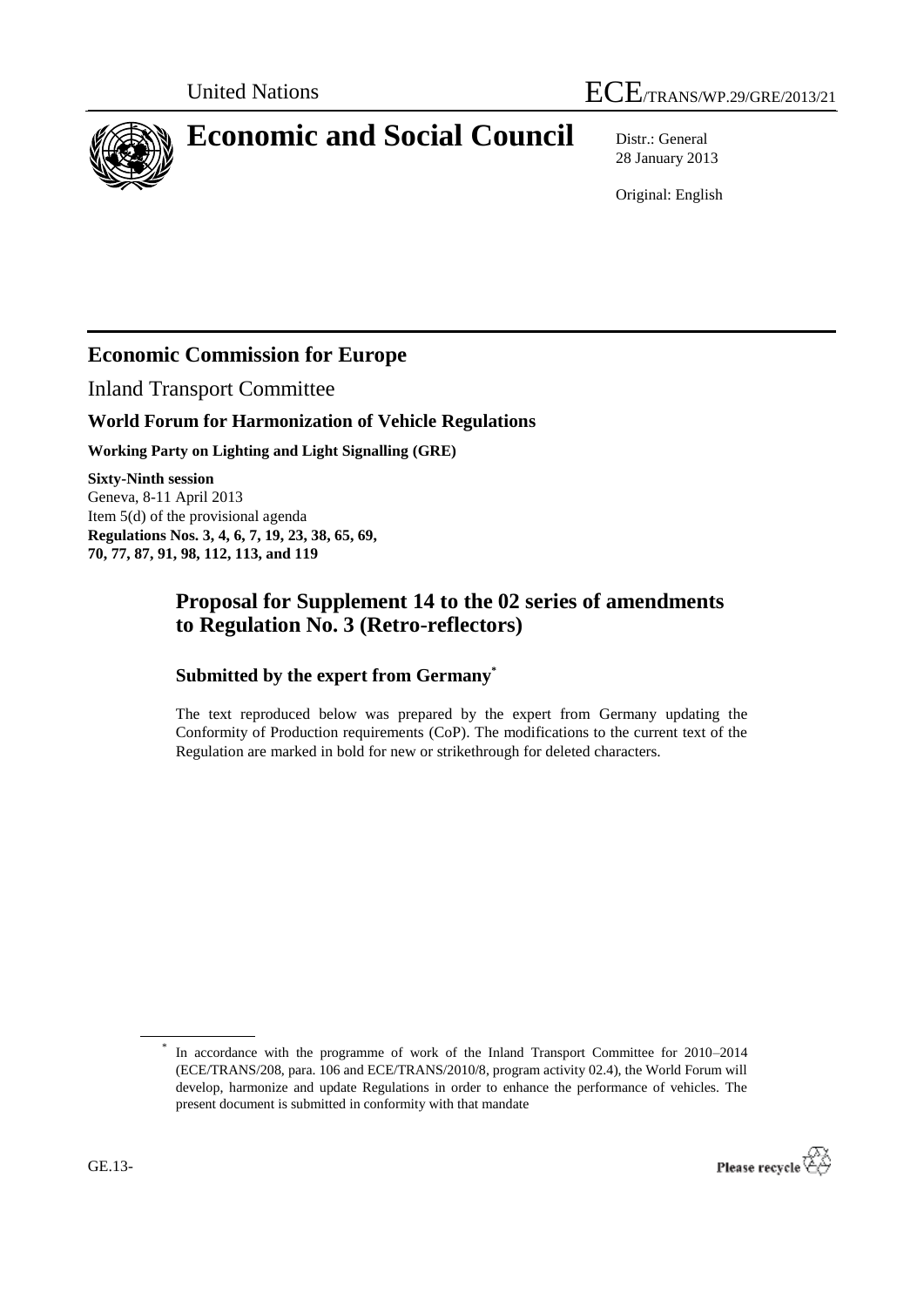United Nations ECE/TRANS/WP.29/GRE/2013/21

# Economic and Social Council

Distr.: General
28 January 2013

Original: English

## Economic Commission for Europe

Inland Transport Committee

### World Forum for Harmonization of Vehicle Regulations

**Working Party on Lighting and Light Signalling (GRE)**

**Sixty-Ninth session**
Geneva, 8-11 April 2013
Item 5(d) of the provisional agenda
**Regulations Nos. 3, 4, 6, 7, 19, 23, 38, 65, 69, 70, 77, 87, 91, 98, 112, 113, and 119**

## Proposal for Supplement 14 to the 02 series of amendments to Regulation No. 3 (Retro-reflectors)

### Submitted by the expert from Germany*

The text reproduced below was prepared by the expert from Germany updating the Conformity of Production requirements (CoP). The modifications to the current text of the Regulation are marked in bold for new or strikethrough for deleted characters.

\* In accordance with the programme of work of the Inland Transport Committee for 2010–2014 (ECE/TRANS/208, para. 106 and ECE/TRANS/2010/8, program activity 02.4), the World Forum will develop, harmonize and update Regulations in order to enhance the performance of vehicles. The present document is submitted in conformity with that mandate

GE.13-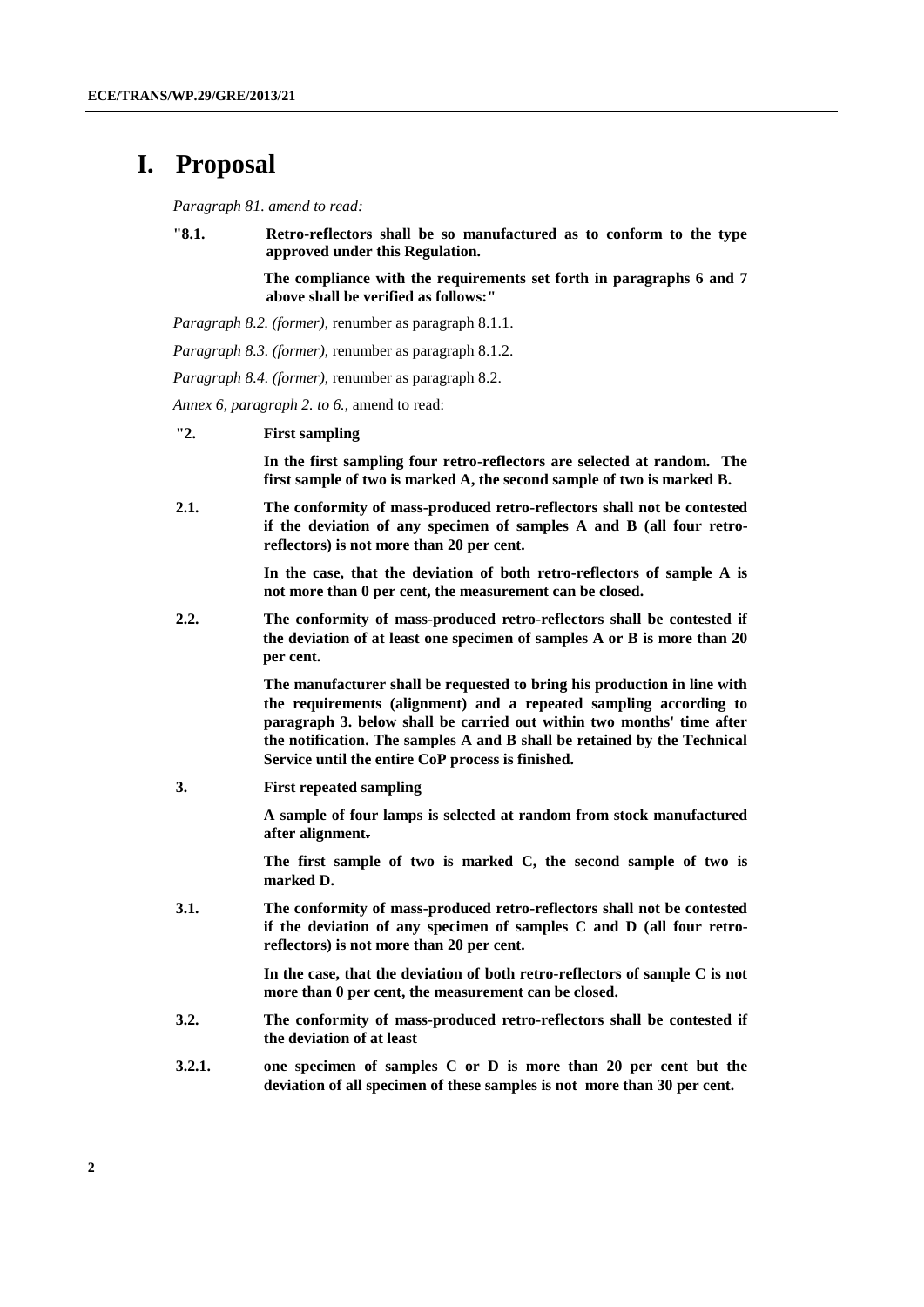# I. Proposal

*Paragraph 81. amend to read:*

"8.1. **Retro-reflectors shall be so manufactured as to conform to the type approved under this Regulation.**

**The compliance with the requirements set forth in paragraphs 6 and 7 above shall be verified as follows:"**

*Paragraph 8.2. (former)*, renumber as paragraph 8.1.1.

*Paragraph 8.3. (former)*, renumber as paragraph 8.1.2.

*Paragraph 8.4. (former)*, renumber as paragraph 8.2.

*Annex 6, paragraph 2. to 6.*, amend to read:

**"2. First sampling**

**In the first sampling four retro-reflectors are selected at random. The first sample of two is marked A, the second sample of two is marked B.**

**2.1. The conformity of mass-produced retro-reflectors shall not be contested if the deviation of any specimen of samples A and B (all four retro-reflectors) is not more than 20 per cent.**

**In the case, that the deviation of both retro-reflectors of sample A is not more than 0 per cent, the measurement can be closed.**

**2.2. The conformity of mass-produced retro-reflectors shall be contested if the deviation of at least one specimen of samples A or B is more than 20 per cent.**

**The manufacturer shall be requested to bring his production in line with the requirements (alignment) and a repeated sampling according to paragraph 3. below shall be carried out within two months' time after the notification. The samples A and B shall be retained by the Technical Service until the entire CoP process is finished.**

**3. First repeated sampling**

**A sample of four lamps is selected at random from stock manufactured after alignment~~.~~**

**The first sample of two is marked C, the second sample of two is marked D.**

**3.1. The conformity of mass-produced retro-reflectors shall not be contested if the deviation of any specimen of samples C and D (all four retro-reflectors) is not more than 20 per cent.**

**In the case, that the deviation of both retro-reflectors of sample C is not more than 0 per cent, the measurement can be closed.**

**3.2. The conformity of mass-produced retro-reflectors shall be contested if the deviation of at least**

**3.2.1. one specimen of samples C or D is more than 20 per cent but the deviation of all specimen of these samples is not more than 30 per cent.**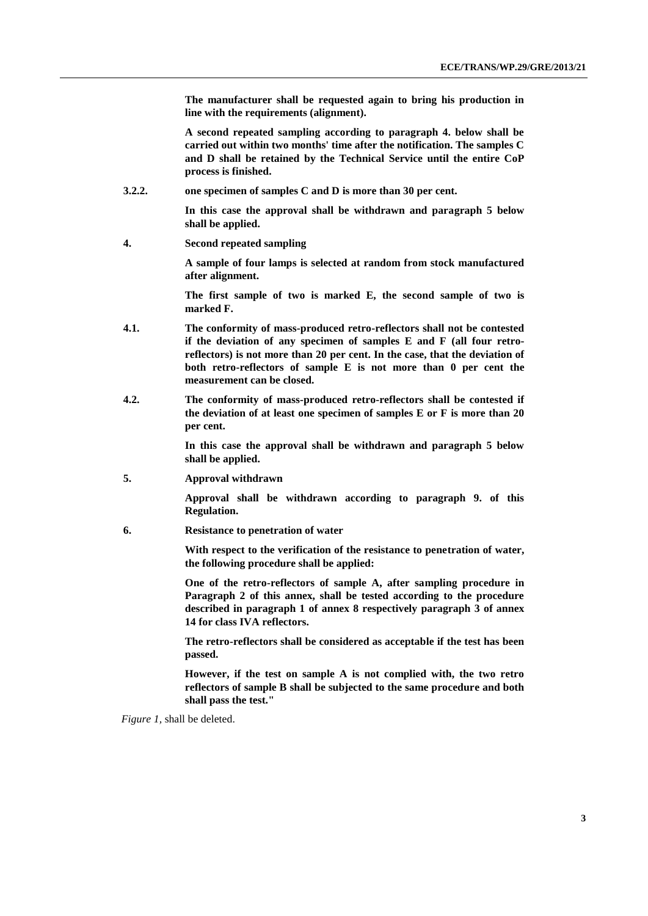**The manufacturer shall be requested again to bring his production in line with the requirements (alignment).**

**A second repeated sampling according to paragraph 4. below shall be carried out within two months' time after the notification. The samples C and D shall be retained by the Technical Service until the entire CoP process is finished.**

**3.2.2. one specimen of samples C and D is more than 30 per cent.**

**In this case the approval shall be withdrawn and paragraph 5 below shall be applied.**

**4. Second repeated sampling**

**A sample of four lamps is selected at random from stock manufactured after alignment.**

**The first sample of two is marked E, the second sample of two is marked F.**

**4.1. The conformity of mass-produced retro-reflectors shall not be contested if the deviation of any specimen of samples E and F (all four retro-reflectors) is not more than 20 per cent. In the case, that the deviation of both retro-reflectors of sample E is not more than 0 per cent the measurement can be closed.**

**4.2. The conformity of mass-produced retro-reflectors shall be contested if the deviation of at least one specimen of samples E or F is more than 20 per cent.**

**In this case the approval shall be withdrawn and paragraph 5 below shall be applied.**

**5. Approval withdrawn**

**Approval shall be withdrawn according to paragraph 9. of this Regulation.**

**6. Resistance to penetration of water**

**With respect to the verification of the resistance to penetration of water, the following procedure shall be applied:**

**One of the retro-reflectors of sample A, after sampling procedure in Paragraph 2 of this annex, shall be tested according to the procedure described in paragraph 1 of annex 8 respectively paragraph 3 of annex 14 for class IVA reflectors.**

**The retro-reflectors shall be considered as acceptable if the test has been passed.**

**However, if the test on sample A is not complied with, the two retro reflectors of sample B shall be subjected to the same procedure and both shall pass the test."**

*Figure 1*, shall be deleted.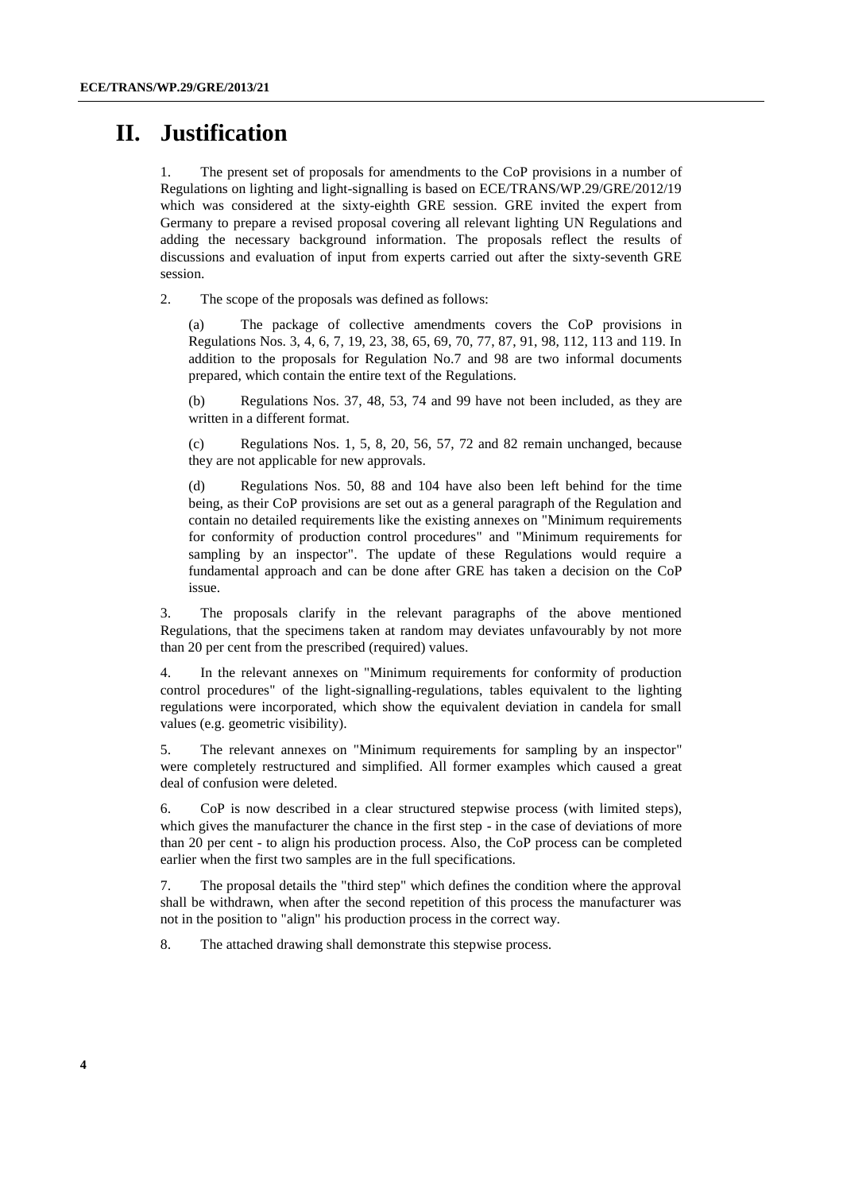# II. Justification

1. The present set of proposals for amendments to the CoP provisions in a number of Regulations on lighting and light-signalling is based on ECE/TRANS/WP.29/GRE/2012/19 which was considered at the sixty-eighth GRE session. GRE invited the expert from Germany to prepare a revised proposal covering all relevant lighting UN Regulations and adding the necessary background information. The proposals reflect the results of discussions and evaluation of input from experts carried out after the sixty-seventh GRE session.

2. The scope of the proposals was defined as follows:

   (a) The package of collective amendments covers the CoP provisions in Regulations Nos. 3, 4, 6, 7, 19, 23, 38, 65, 69, 70, 77, 87, 91, 98, 112, 113 and 119. In addition to the proposals for Regulation No.7 and 98 are two informal documents prepared, which contain the entire text of the Regulations.

   (b) Regulations Nos. 37, 48, 53, 74 and 99 have not been included, as they are written in a different format.

   (c) Regulations Nos. 1, 5, 8, 20, 56, 57, 72 and 82 remain unchanged, because they are not applicable for new approvals.

   (d) Regulations Nos. 50, 88 and 104 have also been left behind for the time being, as their CoP provisions are set out as a general paragraph of the Regulation and contain no detailed requirements like the existing annexes on "Minimum requirements for conformity of production control procedures" and "Minimum requirements for sampling by an inspector". The update of these Regulations would require a fundamental approach and can be done after GRE has taken a decision on the CoP issue.

3. The proposals clarify in the relevant paragraphs of the above mentioned Regulations, that the specimens taken at random may deviates unfavourably by not more than 20 per cent from the prescribed (required) values.

4. In the relevant annexes on "Minimum requirements for conformity of production control procedures" of the light-signalling-regulations, tables equivalent to the lighting regulations were incorporated, which show the equivalent deviation in candela for small values (e.g. geometric visibility).

5. The relevant annexes on "Minimum requirements for sampling by an inspector" were completely restructured and simplified. All former examples which caused a great deal of confusion were deleted.

6. CoP is now described in a clear structured stepwise process (with limited steps), which gives the manufacturer the chance in the first step - in the case of deviations of more than 20 per cent - to align his production process. Also, the CoP process can be completed earlier when the first two samples are in the full specifications.

7. The proposal details the "third step" which defines the condition where the approval shall be withdrawn, when after the second repetition of this process the manufacturer was not in the position to "align" his production process in the correct way.

8. The attached drawing shall demonstrate this stepwise process.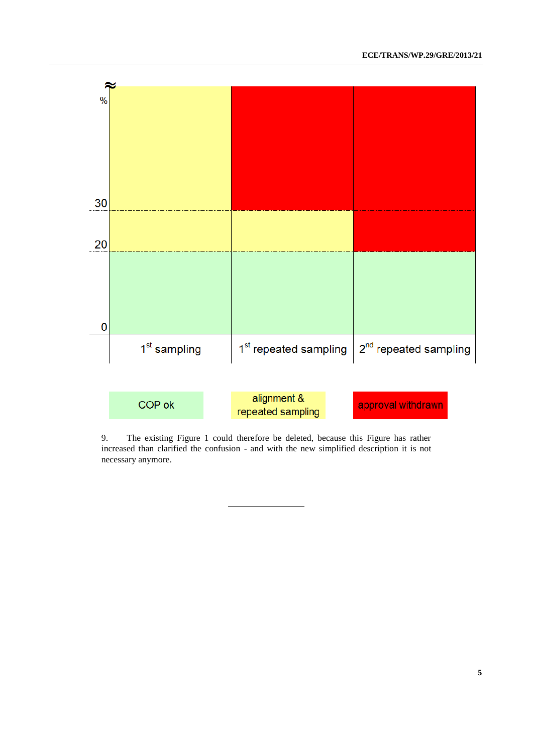%

30

20

0

1st sampling

1st repeated sampling

2nd repeated sampling

COP ok

alignment & repeated sampling

approval withdrawn

9. The existing Figure 1 could therefore be deleted, because this Figure has rather increased than clarified the confusion - and with the new simplified description it is not necessary anymore.